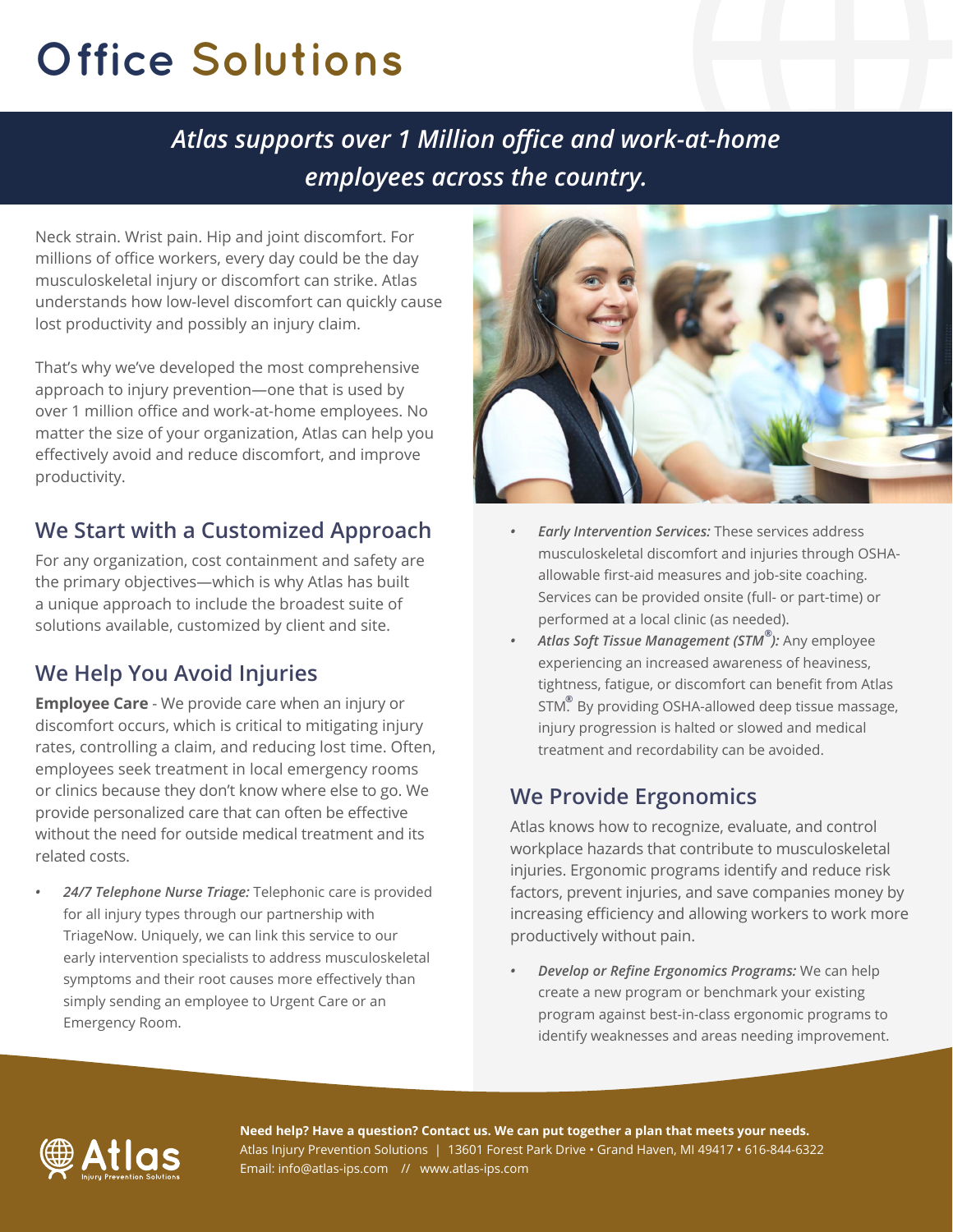# Office Solutions

***Atlas supports over 1 Million office and work-at-home employees across the country.***

Neck strain. Wrist pain. Hip and joint discomfort. For millions of office workers, every day could be the day musculoskeletal injury or discomfort can strike. Atlas understands how low-level discomfort can quickly cause lost productivity and possibly an injury claim.

That's why we've developed the most comprehensive approach to injury prevention—one that is used by over 1 million office and work-at-home employees. No matter the size of your organization, Atlas can help you effectively avoid and reduce discomfort, and improve productivity.

## We Start with a Customized Approach

For any organization, cost containment and safety are the primary objectives—which is why Atlas has built a unique approach to include the broadest suite of solutions available, customized by client and site.

## We Help You Avoid Injuries

**Employee Care** - We provide care when an injury or discomfort occurs, which is critical to mitigating injury rates, controlling a claim, and reducing lost time. Often, employees seek treatment in local emergency rooms or clinics because they don't know where else to go. We provide personalized care that can often be effective without the need for outside medical treatment and its related costs.

- ***24/7 Telephone Nurse Triage:*** Telephonic care is provided for all injury types through our partnership with TriageNow. Uniquely, we can link this service to our early intervention specialists to address musculoskeletal symptoms and their root causes more effectively than simply sending an employee to Urgent Care or an Emergency Room.
- ***Early Intervention Services:*** These services address musculoskeletal discomfort and injuries through OSHA-allowable first-aid measures and job-site coaching. Services can be provided onsite (full- or part-time) or performed at a local clinic (as needed).
- ***Atlas Soft Tissue Management (STM®):*** Any employee experiencing an increased awareness of heaviness, tightness, fatigue, or discomfort can benefit from Atlas STM®. By providing OSHA-allowed deep tissue massage, injury progression is halted or slowed and medical treatment and recordability can be avoided.

## We Provide Ergonomics

Atlas knows how to recognize, evaluate, and control workplace hazards that contribute to musculoskeletal injuries. Ergonomic programs identify and reduce risk factors, prevent injuries, and save companies money by increasing efficiency and allowing workers to work more productively without pain.

- ***Develop or Refine Ergonomics Programs:*** We can help create a new program or benchmark your existing program against best-in-class ergonomic programs to identify weaknesses and areas needing improvement.

**Need help? Have a question? Contact us. We can put together a plan that meets your needs.**
Atlas Injury Prevention Solutions | 13601 Forest Park Drive • Grand Haven, MI 49417 • 616-844-6322
Email: info@atlas-ips.com // www.atlas-ips.com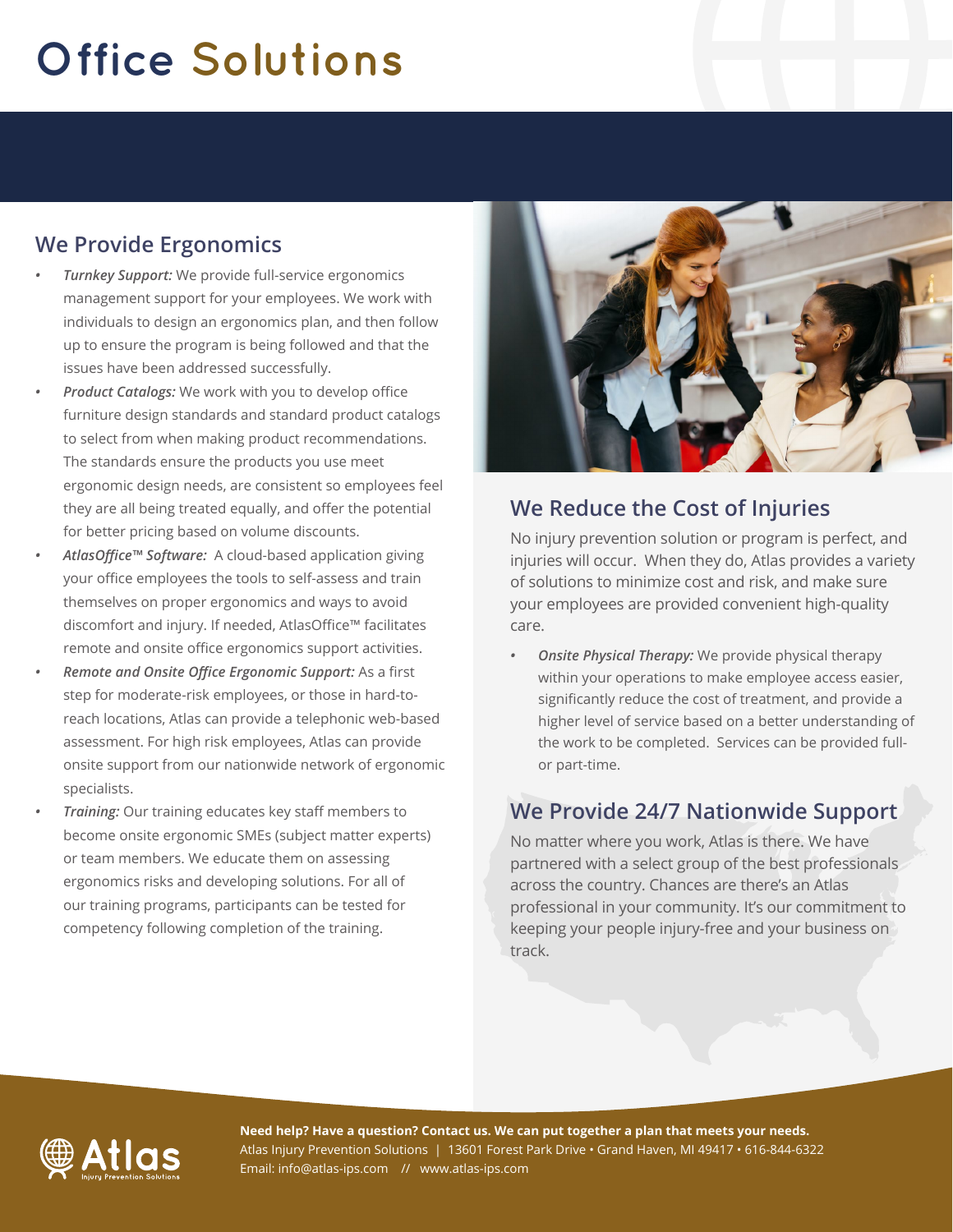# Office Solutions

## We Provide Ergonomics

- ***Turnkey Support:*** We provide full-service ergonomics management support for your employees. We work with individuals to design an ergonomics plan, and then follow up to ensure the program is being followed and that the issues have been addressed successfully.
- ***Product Catalogs:*** We work with you to develop office furniture design standards and standard product catalogs to select from when making product recommendations. The standards ensure the products you use meet ergonomic design needs, are consistent so employees feel they are all being treated equally, and offer the potential for better pricing based on volume discounts.
- ***AtlasOffice™ Software:*** A cloud-based application giving your office employees the tools to self-assess and train themselves on proper ergonomics and ways to avoid discomfort and injury. If needed, AtlasOffice™ facilitates remote and onsite office ergonomics support activities.
- ***Remote and Onsite Office Ergonomic Support:*** As a first step for moderate-risk employees, or those in hard-to-reach locations, Atlas can provide a telephonic web-based assessment. For high risk employees, Atlas can provide onsite support from our nationwide network of ergonomic specialists.
- ***Training:*** Our training educates key staff members to become onsite ergonomic SMEs (subject matter experts) or team members. We educate them on assessing ergonomics risks and developing solutions. For all of our training programs, participants can be tested for competency following completion of the training.

## We Reduce the Cost of Injuries

No injury prevention solution or program is perfect, and injuries will occur. When they do, Atlas provides a variety of solutions to minimize cost and risk, and make sure your employees are provided convenient high-quality care.

- ***Onsite Physical Therapy:*** We provide physical therapy within your operations to make employee access easier, significantly reduce the cost of treatment, and provide a higher level of service based on a better understanding of the work to be completed. Services can be provided full- or part-time.

## We Provide 24/7 Nationwide Support

No matter where you work, Atlas is there. We have partnered with a select group of the best professionals across the country. Chances are there's an Atlas professional in your community. It's our commitment to keeping your people injury-free and your business on track.

Atlas Injury Prevention Solutions

**Need help? Have a question? Contact us. We can put together a plan that meets your needs.**
Atlas Injury Prevention Solutions | 13601 Forest Park Drive • Grand Haven, MI 49417 • 616-844-6322
Email: info@atlas-ips.com // www.atlas-ips.com